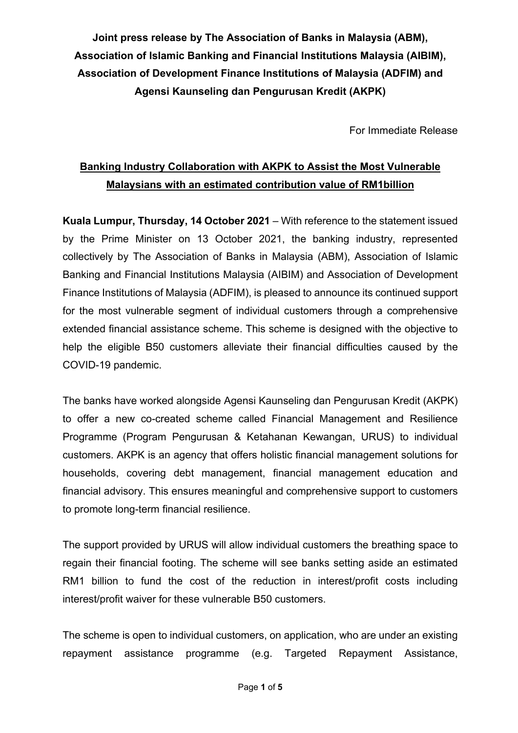**Joint press release by The Association of Banks in Malaysia (ABM), Association of Islamic Banking and Financial Institutions Malaysia (AIBIM), Association of Development Finance Institutions of Malaysia (ADFIM) and Agensi Kaunseling dan Pengurusan Kredit (AKPK)**

For Immediate Release

# Banking Industry Collaboration with AKPK to Assist the Most Vulnerable Malaysians with an estimated contribution value of RM1billion

**Kuala Lumpur, Thursday, 14 October 2021** – With reference to the statement issued by the Prime Minister on 13 October 2021, the banking industry, represented collectively by The Association of Banks in Malaysia (ABM), Association of Islamic Banking and Financial Institutions Malaysia (AIBIM) and Association of Development Finance Institutions of Malaysia (ADFIM), is pleased to announce its continued support for the most vulnerable segment of individual customers through a comprehensive extended financial assistance scheme. This scheme is designed with the objective to help the eligible B50 customers alleviate their financial difficulties caused by the COVID-19 pandemic.

The banks have worked alongside Agensi Kaunseling dan Pengurusan Kredit (AKPK) to offer a new co-created scheme called Financial Management and Resilience Programme (Program Pengurusan & Ketahanan Kewangan, URUS) to individual customers. AKPK is an agency that offers holistic financial management solutions for households, covering debt management, financial management education and financial advisory. This ensures meaningful and comprehensive support to customers to promote long-term financial resilience.

The support provided by URUS will allow individual customers the breathing space to regain their financial footing. The scheme will see banks setting aside an estimated RM1 billion to fund the cost of the reduction in interest/profit costs including interest/profit waiver for these vulnerable B50 customers.

The scheme is open to individual customers, on application, who are under an existing repayment assistance programme (e.g. Targeted Repayment Assistance,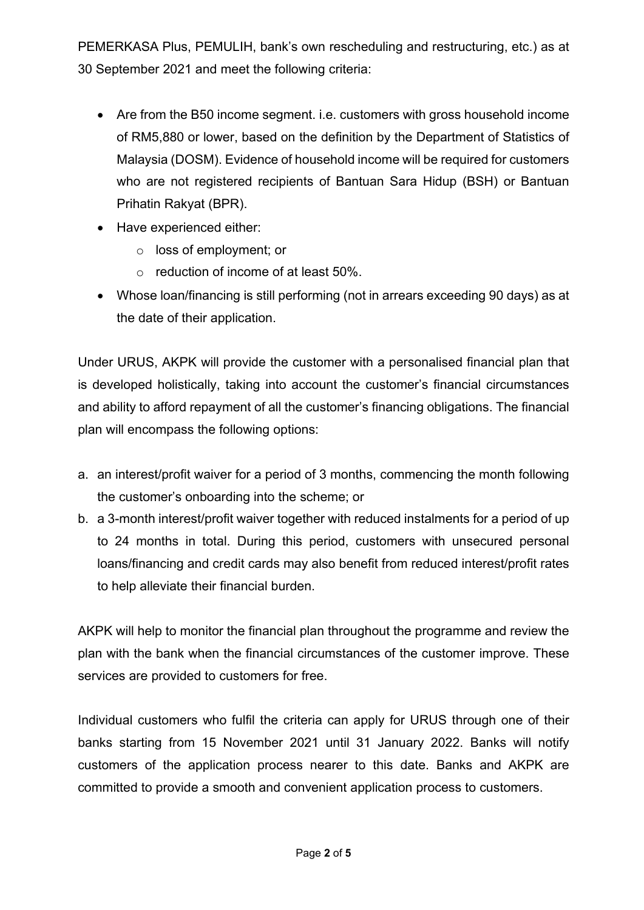PEMERKASA Plus, PEMULIH, bank's own rescheduling and restructuring, etc.) as at 30 September 2021 and meet the following criteria:

- Are from the B50 income segment. i.e. customers with gross household income of RM5,880 or lower, based on the definition by the Department of Statistics of Malaysia (DOSM). Evidence of household income will be required for customers who are not registered recipients of Bantuan Sara Hidup (BSH) or Bantuan Prihatin Rakyat (BPR).
- Have experienced either:
  - loss of employment; or
  - reduction of income of at least 50%.
- Whose loan/financing is still performing (not in arrears exceeding 90 days) as at the date of their application.

Under URUS, AKPK will provide the customer with a personalised financial plan that is developed holistically, taking into account the customer's financial circumstances and ability to afford repayment of all the customer's financing obligations. The financial plan will encompass the following options:

a. an interest/profit waiver for a period of 3 months, commencing the month following the customer's onboarding into the scheme; or
b. a 3-month interest/profit waiver together with reduced instalments for a period of up to 24 months in total. During this period, customers with unsecured personal loans/financing and credit cards may also benefit from reduced interest/profit rates to help alleviate their financial burden.

AKPK will help to monitor the financial plan throughout the programme and review the plan with the bank when the financial circumstances of the customer improve. These services are provided to customers for free.

Individual customers who fulfil the criteria can apply for URUS through one of their banks starting from 15 November 2021 until 31 January 2022. Banks will notify customers of the application process nearer to this date. Banks and AKPK are committed to provide a smooth and convenient application process to customers.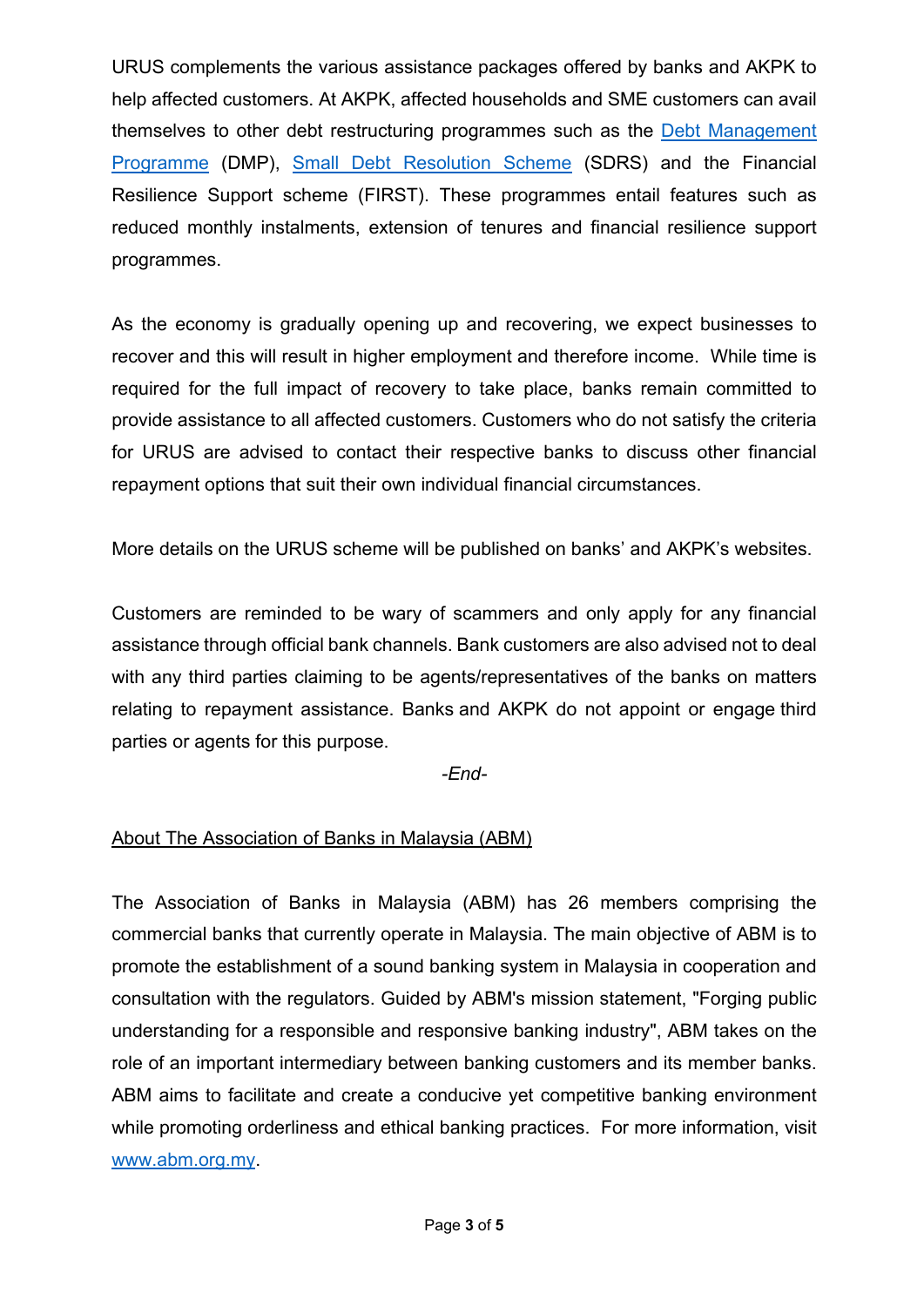URUS complements the various assistance packages offered by banks and AKPK to help affected customers. At AKPK, affected households and SME customers can avail themselves to other debt restructuring programmes such as the [Debt Management Programme](#) (DMP), [Small Debt Resolution Scheme](#) (SDRS) and the Financial Resilience Support scheme (FIRST). These programmes entail features such as reduced monthly instalments, extension of tenures and financial resilience support programmes.

As the economy is gradually opening up and recovering, we expect businesses to recover and this will result in higher employment and therefore income. While time is required for the full impact of recovery to take place, banks remain committed to provide assistance to all affected customers. Customers who do not satisfy the criteria for URUS are advised to contact their respective banks to discuss other financial repayment options that suit their own individual financial circumstances.

More details on the URUS scheme will be published on banks' and AKPK's websites.

Customers are reminded to be wary of scammers and only apply for any financial assistance through official bank channels. Bank customers are also advised not to deal with any third parties claiming to be agents/representatives of the banks on matters relating to repayment assistance. Banks and AKPK do not appoint or engage third parties or agents for this purpose.

*-End-*

About The Association of Banks in Malaysia (ABM)

The Association of Banks in Malaysia (ABM) has 26 members comprising the commercial banks that currently operate in Malaysia. The main objective of ABM is to promote the establishment of a sound banking system in Malaysia in cooperation and consultation with the regulators. Guided by ABM's mission statement, "Forging public understanding for a responsible and responsive banking industry", ABM takes on the role of an important intermediary between banking customers and its member banks. ABM aims to facilitate and create a conducive yet competitive banking environment while promoting orderliness and ethical banking practices. For more information, visit [www.abm.org.my](http://www.abm.org.my).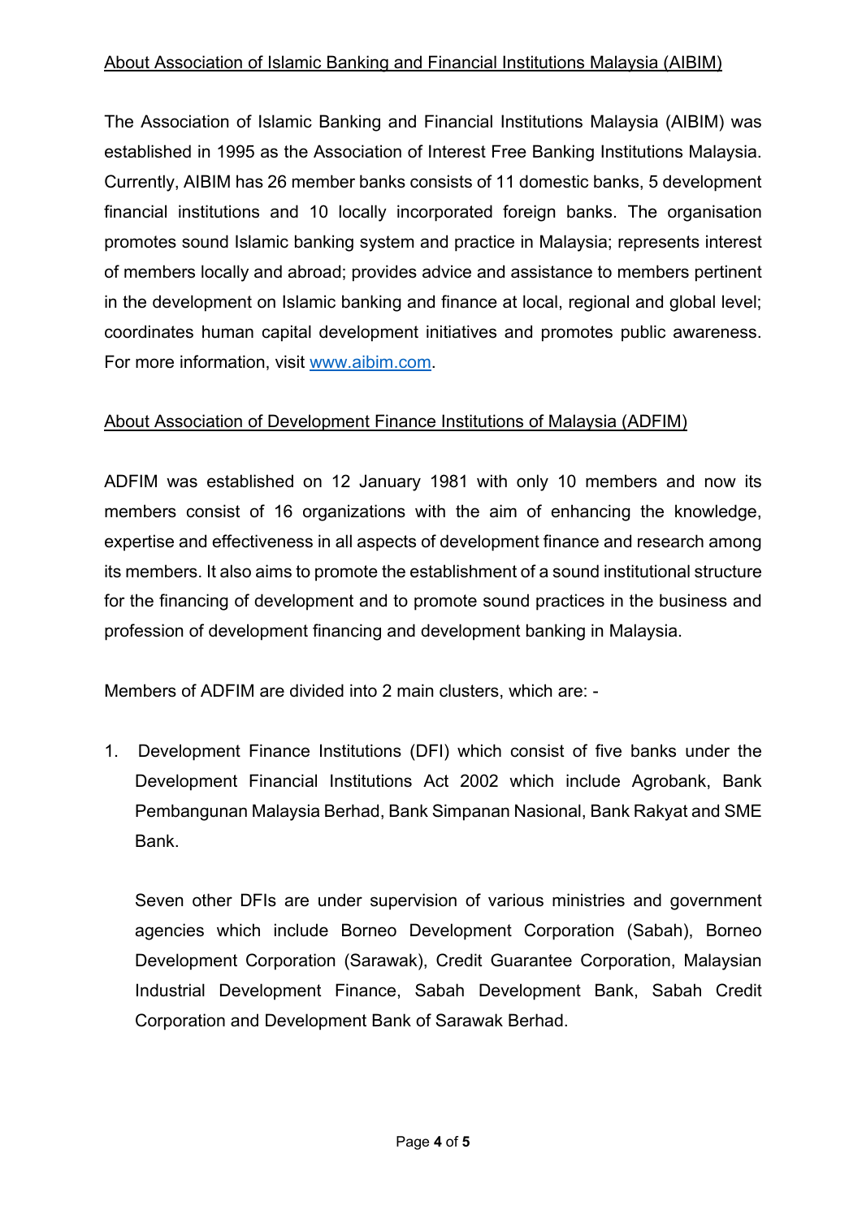About Association of Islamic Banking and Financial Institutions Malaysia (AIBIM)

The Association of Islamic Banking and Financial Institutions Malaysia (AIBIM) was established in 1995 as the Association of Interest Free Banking Institutions Malaysia. Currently, AIBIM has 26 member banks consists of 11 domestic banks, 5 development financial institutions and 10 locally incorporated foreign banks. The organisation promotes sound Islamic banking system and practice in Malaysia; represents interest of members locally and abroad; provides advice and assistance to members pertinent in the development on Islamic banking and finance at local, regional and global level; coordinates human capital development initiatives and promotes public awareness. For more information, visit [www.aibim.com](www.aibim.com).

About Association of Development Finance Institutions of Malaysia (ADFIM)

ADFIM was established on 12 January 1981 with only 10 members and now its members consist of 16 organizations with the aim of enhancing the knowledge, expertise and effectiveness in all aspects of development finance and research among its members. It also aims to promote the establishment of a sound institutional structure for the financing of development and to promote sound practices in the business and profession of development financing and development banking in Malaysia.

Members of ADFIM are divided into 2 main clusters, which are: -

1. Development Finance Institutions (DFI) which consist of five banks under the Development Financial Institutions Act 2002 which include Agrobank, Bank Pembangunan Malaysia Berhad, Bank Simpanan Nasional, Bank Rakyat and SME Bank.

   Seven other DFIs are under supervision of various ministries and government agencies which include Borneo Development Corporation (Sabah), Borneo Development Corporation (Sarawak), Credit Guarantee Corporation, Malaysian Industrial Development Finance, Sabah Development Bank, Sabah Credit Corporation and Development Bank of Sarawak Berhad.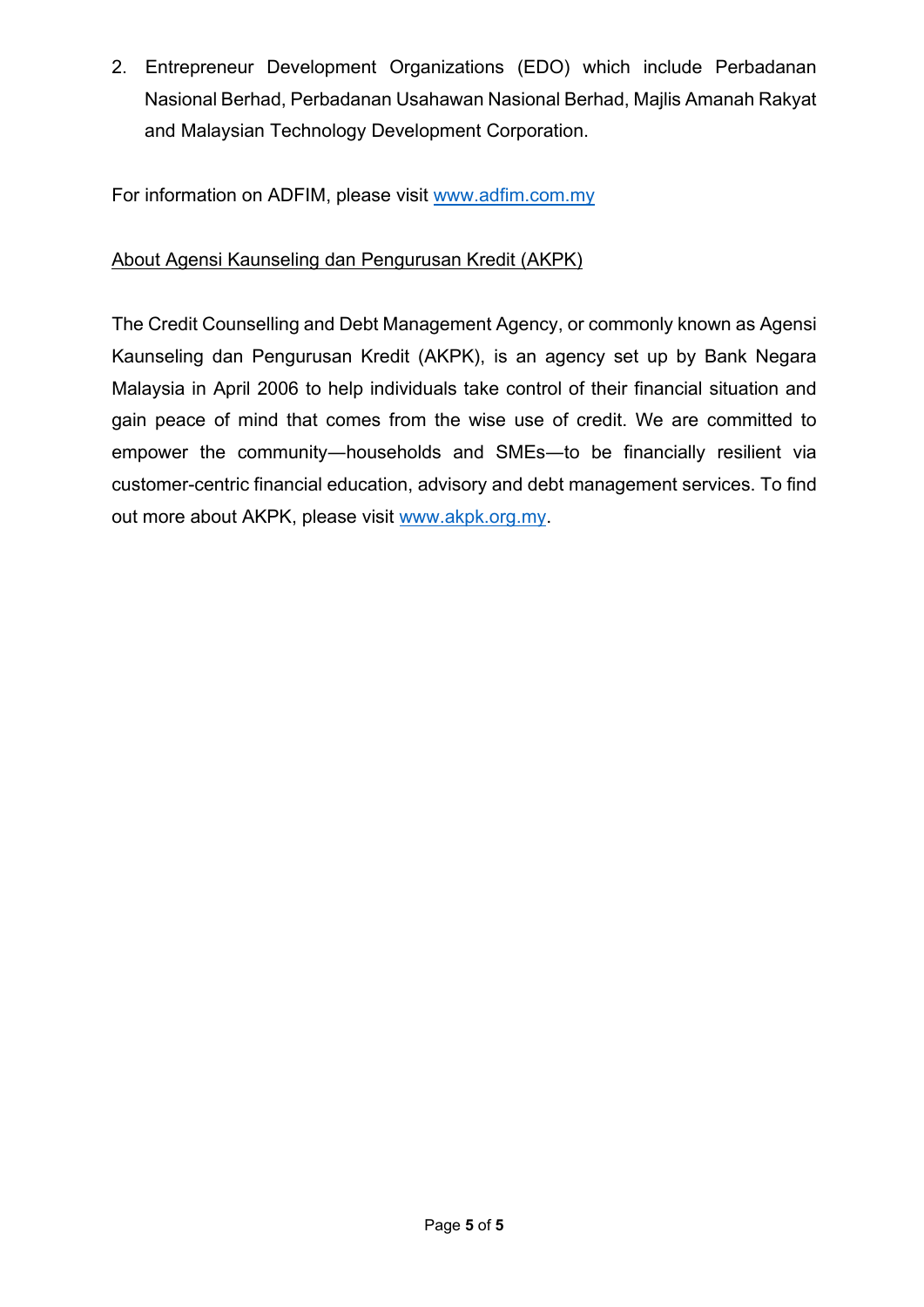2. Entrepreneur Development Organizations (EDO) which include Perbadanan Nasional Berhad, Perbadanan Usahawan Nasional Berhad, Majlis Amanah Rakyat and Malaysian Technology Development Corporation.

For information on ADFIM, please visit www.adfim.com.my

About Agensi Kaunseling dan Pengurusan Kredit (AKPK)

The Credit Counselling and Debt Management Agency, or commonly known as Agensi Kaunseling dan Pengurusan Kredit (AKPK), is an agency set up by Bank Negara Malaysia in April 2006 to help individuals take control of their financial situation and gain peace of mind that comes from the wise use of credit. We are committed to empower the community—households and SMEs—to be financially resilient via customer-centric financial education, advisory and debt management services. To find out more about AKPK, please visit www.akpk.org.my.